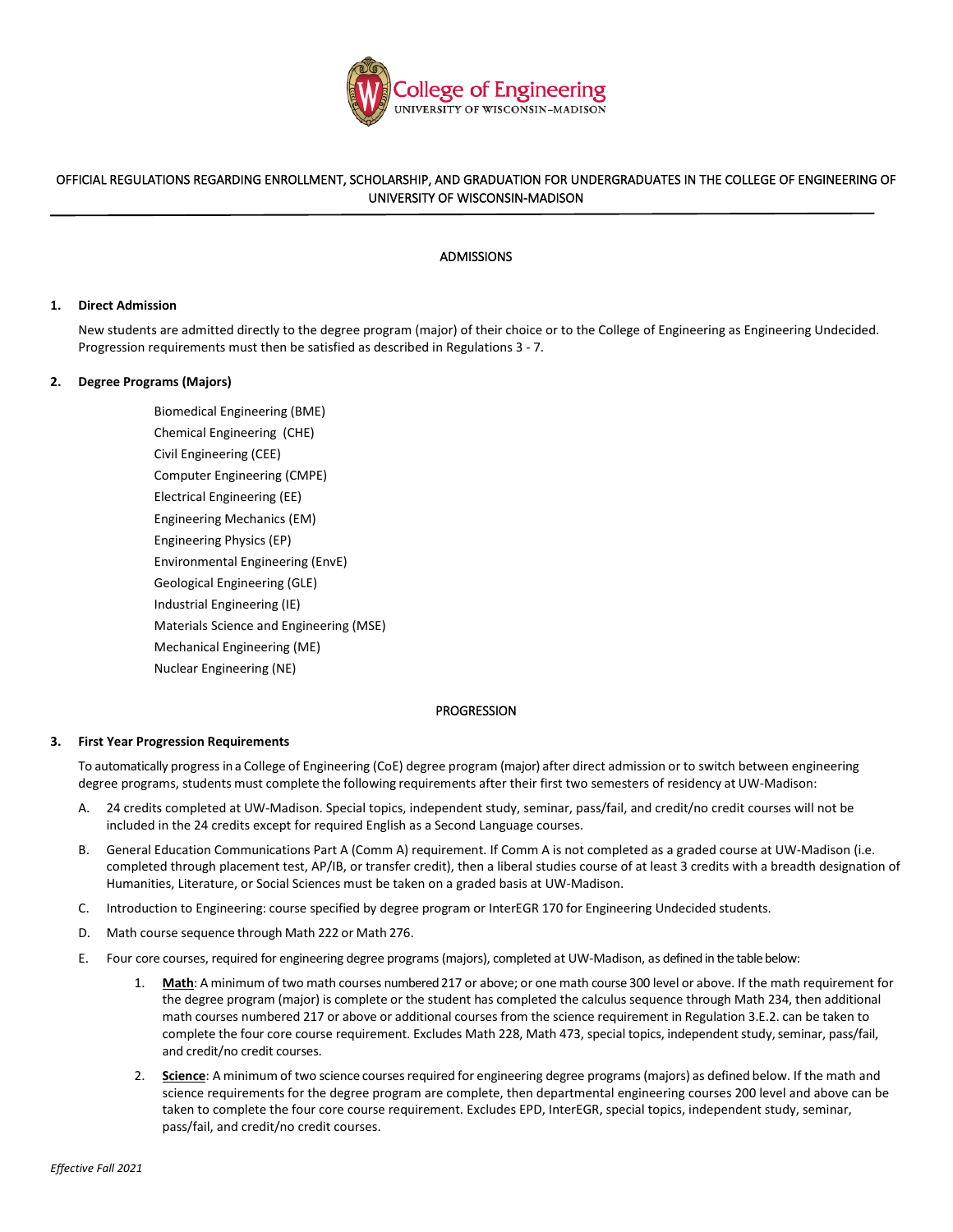College of Engineering
UNIVERSITY OF WISCONSIN–MADISON

# OFFICIAL REGULATIONS REGARDING ENROLLMENT, SCHOLARSHIP, AND GRADUATION FOR UNDERGRADUATES IN THE COLLEGE OF ENGINEERING OF UNIVERSITY OF WISCONSIN-MADISON

## ADMISSIONS

### 1. Direct Admission

New students are admitted directly to the degree program (major) of their choice or to the College of Engineering as Engineering Undecided. Progression requirements must then be satisfied as described in Regulations 3 - 7.

### 2. Degree Programs (Majors)

- Biomedical Engineering (BME)
- Chemical Engineering (CHE)
- Civil Engineering (CEE)
- Computer Engineering (CMPE)
- Electrical Engineering (EE)
- Engineering Mechanics (EM)
- Engineering Physics (EP)
- Environmental Engineering (EnvE)
- Geological Engineering (GLE)
- Industrial Engineering (IE)
- Materials Science and Engineering (MSE)
- Mechanical Engineering (ME)
- Nuclear Engineering (NE)

## PROGRESSION

### 3. First Year Progression Requirements

To automatically progress in a College of Engineering (CoE) degree program (major) after direct admission or to switch between engineering degree programs, students must complete the following requirements after their first two semesters of residency at UW-Madison:

A. 24 credits completed at UW-Madison. Special topics, independent study, seminar, pass/fail, and credit/no credit courses will not be included in the 24 credits except for required English as a Second Language courses.

B. General Education Communications Part A (Comm A) requirement. If Comm A is not completed as a graded course at UW-Madison (i.e. completed through placement test, AP/IB, or transfer credit), then a liberal studies course of at least 3 credits with a breadth designation of Humanities, Literature, or Social Sciences must be taken on a graded basis at UW-Madison.

C. Introduction to Engineering: course specified by degree program or InterEGR 170 for Engineering Undecided students.

D. Math course sequence through Math 222 or Math 276.

E. Four core courses, required for engineering degree programs (majors), completed at UW-Madison, as defined in the table below:

1. **Math**: A minimum of two math courses numbered 217 or above; or one math course 300 level or above. If the math requirement for the degree program (major) is complete or the student has completed the calculus sequence through Math 234, then additional math courses numbered 217 or above or additional courses from the science requirement in Regulation 3.E.2. can be taken to complete the four core course requirement. Excludes Math 228, Math 473, special topics, independent study, seminar, pass/fail, and credit/no credit courses.

2. **Science**: A minimum of two science courses required for engineering degree programs (majors) as defined below. If the math and science requirements for the degree program are complete, then departmental engineering courses 200 level and above can be taken to complete the four core course requirement. Excludes EPD, InterEGR, special topics, independent study, seminar, pass/fail, and credit/no credit courses.

*Effective Fall 2021*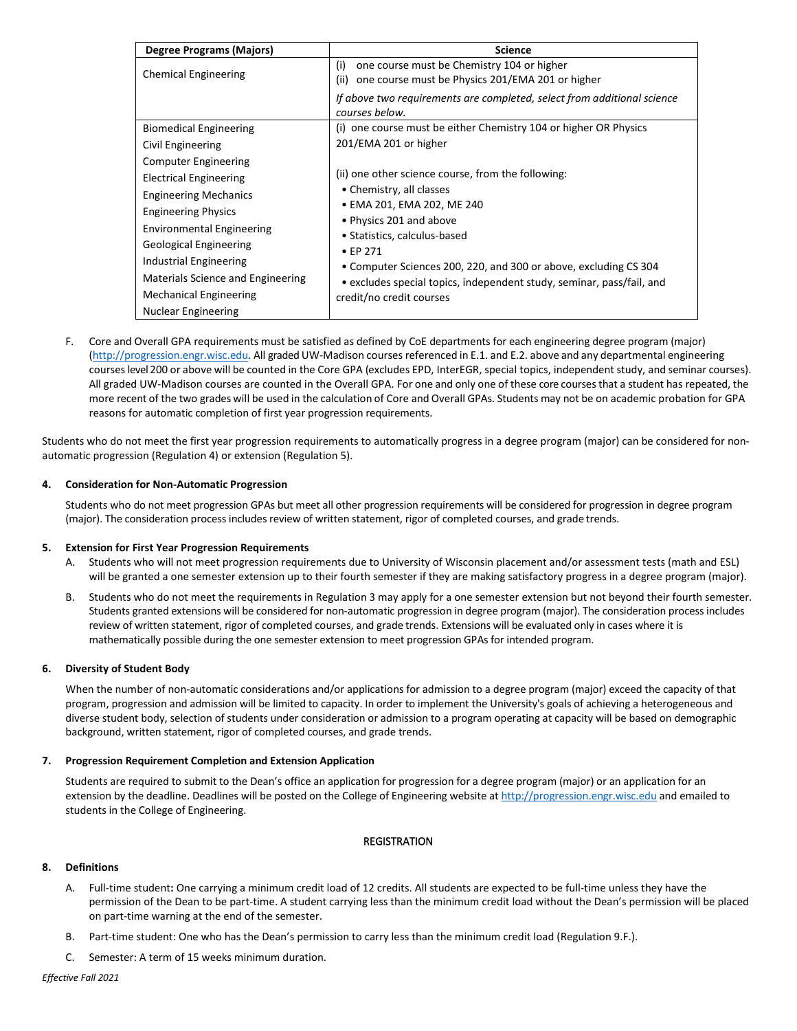| Degree Programs (Majors) | Science |
|---|---|
| Chemical Engineering | (i) one course must be Chemistry 104 or higher<br>(ii) one course must be Physics 201/EMA 201 or higher<br>*If above two requirements are completed, select from additional science courses below.* |
| Biomedical Engineering<br>Civil Engineering<br>Computer Engineering<br>Electrical Engineering<br>Engineering Mechanics<br>Engineering Physics<br>Environmental Engineering<br>Geological Engineering<br>Industrial Engineering<br>Materials Science and Engineering<br>Mechanical Engineering<br>Nuclear Engineering | (i) one course must be either Chemistry 104 or higher OR Physics 201/EMA 201 or higher<br><br>(ii) one other science course, from the following:<br>• Chemistry, all classes<br>• EMA 201, EMA 202, ME 240<br>• Physics 201 and above<br>• Statistics, calculus-based<br>• EP 271<br>• Computer Sciences 200, 220, and 300 or above, excluding CS 304<br>• excludes special topics, independent study, seminar, pass/fail, and credit/no credit courses |

F. Core and Overall GPA requirements must be satisfied as defined by CoE departments for each engineering degree program (major) (http://progression.engr.wisc.edu. All graded UW-Madison courses referenced in E.1. and E.2. above and any departmental engineering courses level 200 or above will be counted in the Core GPA (excludes EPD, InterEGR, special topics, independent study, and seminar courses). All graded UW-Madison courses are counted in the Overall GPA. For one and only one of these core courses that a student has repeated, the more recent of the two grades will be used in the calculation of Core and Overall GPAs. Students may not be on academic probation for GPA reasons for automatic completion of first year progression requirements.

Students who do not meet the first year progression requirements to automatically progress in a degree program (major) can be considered for non-automatic progression (Regulation 4) or extension (Regulation 5).

**4. Consideration for Non-Automatic Progression**

Students who do not meet progression GPAs but meet all other progression requirements will be considered for progression in degree program (major). The consideration process includes review of written statement, rigor of completed courses, and grade trends.

**5. Extension for First Year Progression Requirements**

A. Students who will not meet progression requirements due to University of Wisconsin placement and/or assessment tests (math and ESL) will be granted a one semester extension up to their fourth semester if they are making satisfactory progress in a degree program (major).

B. Students who do not meet the requirements in Regulation 3 may apply for a one semester extension but not beyond their fourth semester. Students granted extensions will be considered for non-automatic progression in degree program (major). The consideration process includes review of written statement, rigor of completed courses, and grade trends. Extensions will be evaluated only in cases where it is mathematically possible during the one semester extension to meet progression GPAs for intended program.

**6. Diversity of Student Body**

When the number of non-automatic considerations and/or applications for admission to a degree program (major) exceed the capacity of that program, progression and admission will be limited to capacity. In order to implement the University's goals of achieving a heterogeneous and diverse student body, selection of students under consideration or admission to a program operating at capacity will be based on demographic background, written statement, rigor of completed courses, and grade trends.

**7. Progression Requirement Completion and Extension Application**

Students are required to submit to the Dean's office an application for progression for a degree program (major) or an application for an extension by the deadline. Deadlines will be posted on the College of Engineering website at http://progression.engr.wisc.edu and emailed to students in the College of Engineering.

## REGISTRATION

**8. Definitions**

A. Full-time student**:** One carrying a minimum credit load of 12 credits. All students are expected to be full-time unless they have the permission of the Dean to be part-time. A student carrying less than the minimum credit load without the Dean's permission will be placed on part-time warning at the end of the semester.

B. Part-time student: One who has the Dean's permission to carry less than the minimum credit load (Regulation 9.F.).

C. Semester: A term of 15 weeks minimum duration.

*Effective Fall 2021*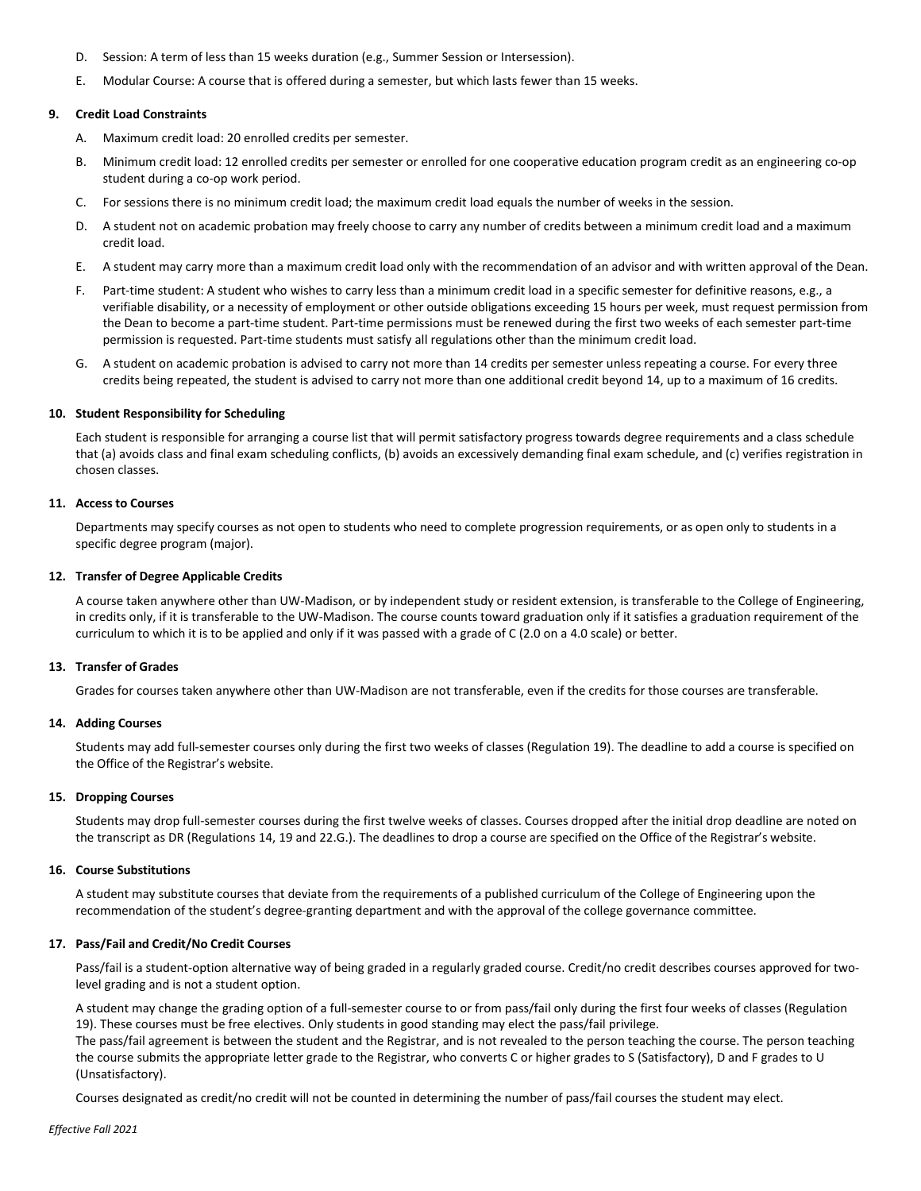D. Session: A term of less than 15 weeks duration (e.g., Summer Session or Intersession).

E. Modular Course: A course that is offered during a semester, but which lasts fewer than 15 weeks.

**9. Credit Load Constraints**

A. Maximum credit load: 20 enrolled credits per semester.

B. Minimum credit load: 12 enrolled credits per semester or enrolled for one cooperative education program credit as an engineering co-op student during a co-op work period.

C. For sessions there is no minimum credit load; the maximum credit load equals the number of weeks in the session.

D. A student not on academic probation may freely choose to carry any number of credits between a minimum credit load and a maximum credit load.

E. A student may carry more than a maximum credit load only with the recommendation of an advisor and with written approval of the Dean.

F. Part-time student: A student who wishes to carry less than a minimum credit load in a specific semester for definitive reasons, e.g., a verifiable disability, or a necessity of employment or other outside obligations exceeding 15 hours per week, must request permission from the Dean to become a part-time student. Part-time permissions must be renewed during the first two weeks of each semester part-time permission is requested. Part-time students must satisfy all regulations other than the minimum credit load.

G. A student on academic probation is advised to carry not more than 14 credits per semester unless repeating a course. For every three credits being repeated, the student is advised to carry not more than one additional credit beyond 14, up to a maximum of 16 credits.

**10. Student Responsibility for Scheduling**

Each student is responsible for arranging a course list that will permit satisfactory progress towards degree requirements and a class schedule that (a) avoids class and final exam scheduling conflicts, (b) avoids an excessively demanding final exam schedule, and (c) verifies registration in chosen classes.

**11. Access to Courses**

Departments may specify courses as not open to students who need to complete progression requirements, or as open only to students in a specific degree program (major).

**12. Transfer of Degree Applicable Credits**

A course taken anywhere other than UW-Madison, or by independent study or resident extension, is transferable to the College of Engineering, in credits only, if it is transferable to the UW-Madison. The course counts toward graduation only if it satisfies a graduation requirement of the curriculum to which it is to be applied and only if it was passed with a grade of C (2.0 on a 4.0 scale) or better.

**13. Transfer of Grades**

Grades for courses taken anywhere other than UW-Madison are not transferable, even if the credits for those courses are transferable.

**14. Adding Courses**

Students may add full-semester courses only during the first two weeks of classes (Regulation 19). The deadline to add a course is specified on the Office of the Registrar's website.

**15. Dropping Courses**

Students may drop full-semester courses during the first twelve weeks of classes. Courses dropped after the initial drop deadline are noted on the transcript as DR (Regulations 14, 19 and 22.G.). The deadlines to drop a course are specified on the Office of the Registrar's website.

**16. Course Substitutions**

A student may substitute courses that deviate from the requirements of a published curriculum of the College of Engineering upon the recommendation of the student's degree-granting department and with the approval of the college governance committee.

**17. Pass/Fail and Credit/No Credit Courses**

Pass/fail is a student-option alternative way of being graded in a regularly graded course. Credit/no credit describes courses approved for two-level grading and is not a student option.

A student may change the grading option of a full-semester course to or from pass/fail only during the first four weeks of classes (Regulation 19). These courses must be free electives. Only students in good standing may elect the pass/fail privilege.
The pass/fail agreement is between the student and the Registrar, and is not revealed to the person teaching the course. The person teaching the course submits the appropriate letter grade to the Registrar, who converts C or higher grades to S (Satisfactory), D and F grades to U (Unsatisfactory).

Courses designated as credit/no credit will not be counted in determining the number of pass/fail courses the student may elect.

*Effective Fall 2021*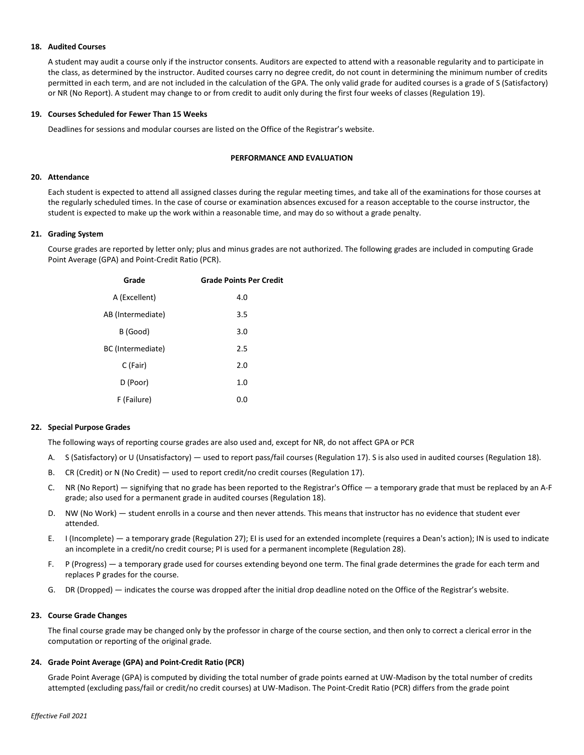### 18. Audited Courses

A student may audit a course only if the instructor consents. Auditors are expected to attend with a reasonable regularity and to participate in the class, as determined by the instructor. Audited courses carry no degree credit, do not count in determining the minimum number of credits permitted in each term, and are not included in the calculation of the GPA. The only valid grade for audited courses is a grade of S (Satisfactory) or NR (No Report). A student may change to or from credit to audit only during the first four weeks of classes (Regulation 19).

### 19. Courses Scheduled for Fewer Than 15 Weeks

Deadlines for sessions and modular courses are listed on the Office of the Registrar's website.

## PERFORMANCE AND EVALUATION

### 20. Attendance

Each student is expected to attend all assigned classes during the regular meeting times, and take all of the examinations for those courses at the regularly scheduled times. In the case of course or examination absences excused for a reason acceptable to the course instructor, the student is expected to make up the work within a reasonable time, and may do so without a grade penalty.

### 21. Grading System

Course grades are reported by letter only; plus and minus grades are not authorized. The following grades are included in computing Grade Point Average (GPA) and Point-Credit Ratio (PCR).

| Grade | Grade Points Per Credit |
|---|---|
| A (Excellent) | 4.0 |
| AB (Intermediate) | 3.5 |
| B (Good) | 3.0 |
| BC (Intermediate) | 2.5 |
| C (Fair) | 2.0 |
| D (Poor) | 1.0 |
| F (Failure) | 0.0 |

### 22. Special Purpose Grades

The following ways of reporting course grades are also used and, except for NR, do not affect GPA or PCR

A. S (Satisfactory) or U (Unsatisfactory) — used to report pass/fail courses (Regulation 17). S is also used in audited courses (Regulation 18).

B. CR (Credit) or N (No Credit) — used to report credit/no credit courses (Regulation 17).

C. NR (No Report) — signifying that no grade has been reported to the Registrar's Office — a temporary grade that must be replaced by an A-F grade; also used for a permanent grade in audited courses (Regulation 18).

D. NW (No Work) — student enrolls in a course and then never attends. This means that instructor has no evidence that student ever attended.

E. I (Incomplete) — a temporary grade (Regulation 27); EI is used for an extended incomplete (requires a Dean's action); IN is used to indicate an incomplete in a credit/no credit course; PI is used for a permanent incomplete (Regulation 28).

F. P (Progress) — a temporary grade used for courses extending beyond one term. The final grade determines the grade for each term and replaces P grades for the course.

G. DR (Dropped) — indicates the course was dropped after the initial drop deadline noted on the Office of the Registrar's website.

### 23. Course Grade Changes

The final course grade may be changed only by the professor in charge of the course section, and then only to correct a clerical error in the computation or reporting of the original grade.

### 24. Grade Point Average (GPA) and Point-Credit Ratio (PCR)

Grade Point Average (GPA) is computed by dividing the total number of grade points earned at UW-Madison by the total number of credits attempted (excluding pass/fail or credit/no credit courses) at UW-Madison. The Point-Credit Ratio (PCR) differs from the grade point

*Effective Fall 2021*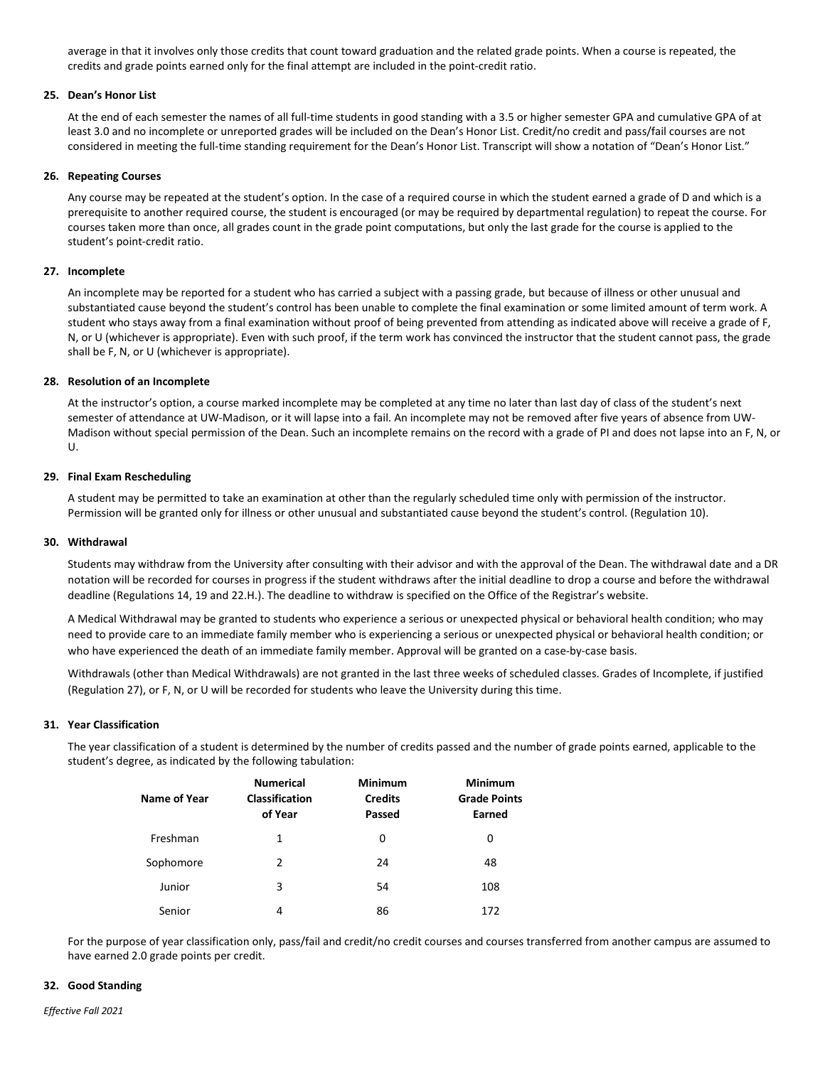average in that it involves only those credits that count toward graduation and the related grade points. When a course is repeated, the credits and grade points earned only for the final attempt are included in the point-credit ratio.

#### 25. Dean's Honor List

At the end of each semester the names of all full-time students in good standing with a 3.5 or higher semester GPA and cumulative GPA of at least 3.0 and no incomplete or unreported grades will be included on the Dean's Honor List. Credit/no credit and pass/fail courses are not considered in meeting the full-time standing requirement for the Dean's Honor List. Transcript will show a notation of "Dean's Honor List."

#### 26. Repeating Courses

Any course may be repeated at the student's option. In the case of a required course in which the student earned a grade of D and which is a prerequisite to another required course, the student is encouraged (or may be required by departmental regulation) to repeat the course. For courses taken more than once, all grades count in the grade point computations, but only the last grade for the course is applied to the student's point-credit ratio.

#### 27. Incomplete

An incomplete may be reported for a student who has carried a subject with a passing grade, but because of illness or other unusual and substantiated cause beyond the student's control has been unable to complete the final examination or some limited amount of term work. A student who stays away from a final examination without proof of being prevented from attending as indicated above will receive a grade of F, N, or U (whichever is appropriate). Even with such proof, if the term work has convinced the instructor that the student cannot pass, the grade shall be F, N, or U (whichever is appropriate).

#### 28. Resolution of an Incomplete

At the instructor's option, a course marked incomplete may be completed at any time no later than last day of class of the student's next semester of attendance at UW-Madison, or it will lapse into a fail. An incomplete may not be removed after five years of absence from UW-Madison without special permission of the Dean. Such an incomplete remains on the record with a grade of PI and does not lapse into an F, N, or U.

#### 29. Final Exam Rescheduling

A student may be permitted to take an examination at other than the regularly scheduled time only with permission of the instructor. Permission will be granted only for illness or other unusual and substantiated cause beyond the student's control. (Regulation 10).

#### 30. Withdrawal

Students may withdraw from the University after consulting with their advisor and with the approval of the Dean. The withdrawal date and a DR notation will be recorded for courses in progress if the student withdraws after the initial deadline to drop a course and before the withdrawal deadline (Regulations 14, 19 and 22.H.). The deadline to withdraw is specified on the Office of the Registrar's website.

A Medical Withdrawal may be granted to students who experience a serious or unexpected physical or behavioral health condition; who may need to provide care to an immediate family member who is experiencing a serious or unexpected physical or behavioral health condition; or who have experienced the death of an immediate family member. Approval will be granted on a case-by-case basis.

Withdrawals (other than Medical Withdrawals) are not granted in the last three weeks of scheduled classes. Grades of Incomplete, if justified (Regulation 27), or F, N, or U will be recorded for students who leave the University during this time.

#### 31. Year Classification

The year classification of a student is determined by the number of credits passed and the number of grade points earned, applicable to the student's degree, as indicated by the following tabulation:

| Name of Year | Numerical Classification of Year | Minimum Credits Passed | Minimum Grade Points Earned |
|---|---|---|---|
| Freshman | 1 | 0 | 0 |
| Sophomore | 2 | 24 | 48 |
| Junior | 3 | 54 | 108 |
| Senior | 4 | 86 | 172 |

For the purpose of year classification only, pass/fail and credit/no credit courses and courses transferred from another campus are assumed to have earned 2.0 grade points per credit.

#### 32. Good Standing

*Effective Fall 2021*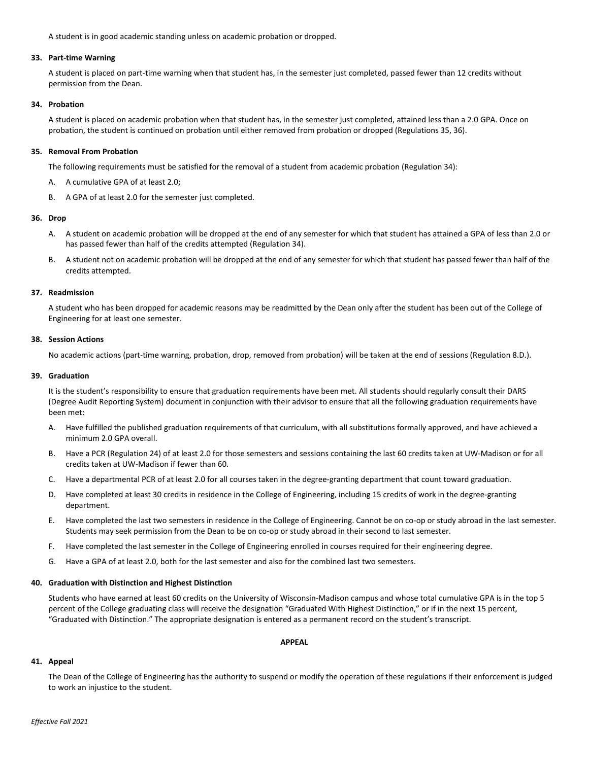A student is in good academic standing unless on academic probation or dropped.

#### 33. Part-time Warning

A student is placed on part-time warning when that student has, in the semester just completed, passed fewer than 12 credits without permission from the Dean.

#### 34. Probation

A student is placed on academic probation when that student has, in the semester just completed, attained less than a 2.0 GPA. Once on probation, the student is continued on probation until either removed from probation or dropped (Regulations 35, 36).

#### 35. Removal From Probation

The following requirements must be satisfied for the removal of a student from academic probation (Regulation 34):

A. A cumulative GPA of at least 2.0;

B. A GPA of at least 2.0 for the semester just completed.

#### 36. Drop

A. A student on academic probation will be dropped at the end of any semester for which that student has attained a GPA of less than 2.0 or has passed fewer than half of the credits attempted (Regulation 34).

B. A student not on academic probation will be dropped at the end of any semester for which that student has passed fewer than half of the credits attempted.

#### 37. Readmission

A student who has been dropped for academic reasons may be readmitted by the Dean only after the student has been out of the College of Engineering for at least one semester.

#### 38. Session Actions

No academic actions (part-time warning, probation, drop, removed from probation) will be taken at the end of sessions (Regulation 8.D.).

#### 39. Graduation

It is the student's responsibility to ensure that graduation requirements have been met. All students should regularly consult their DARS (Degree Audit Reporting System) document in conjunction with their advisor to ensure that all the following graduation requirements have been met:

A. Have fulfilled the published graduation requirements of that curriculum, with all substitutions formally approved, and have achieved a minimum 2.0 GPA overall.

B. Have a PCR (Regulation 24) of at least 2.0 for those semesters and sessions containing the last 60 credits taken at UW-Madison or for all credits taken at UW-Madison if fewer than 60.

C. Have a departmental PCR of at least 2.0 for all courses taken in the degree-granting department that count toward graduation.

D. Have completed at least 30 credits in residence in the College of Engineering, including 15 credits of work in the degree-granting department.

E. Have completed the last two semesters in residence in the College of Engineering. Cannot be on co-op or study abroad in the last semester. Students may seek permission from the Dean to be on co-op or study abroad in their second to last semester.

F. Have completed the last semester in the College of Engineering enrolled in courses required for their engineering degree.

G. Have a GPA of at least 2.0, both for the last semester and also for the combined last two semesters.

#### 40. Graduation with Distinction and Highest Distinction

Students who have earned at least 60 credits on the University of Wisconsin-Madison campus and whose total cumulative GPA is in the top 5 percent of the College graduating class will receive the designation "Graduated With Highest Distinction," or if in the next 15 percent, "Graduated with Distinction." The appropriate designation is entered as a permanent record on the student's transcript.

### APPEAL

#### 41. Appeal

The Dean of the College of Engineering has the authority to suspend or modify the operation of these regulations if their enforcement is judged to work an injustice to the student.

*Effective Fall 2021*